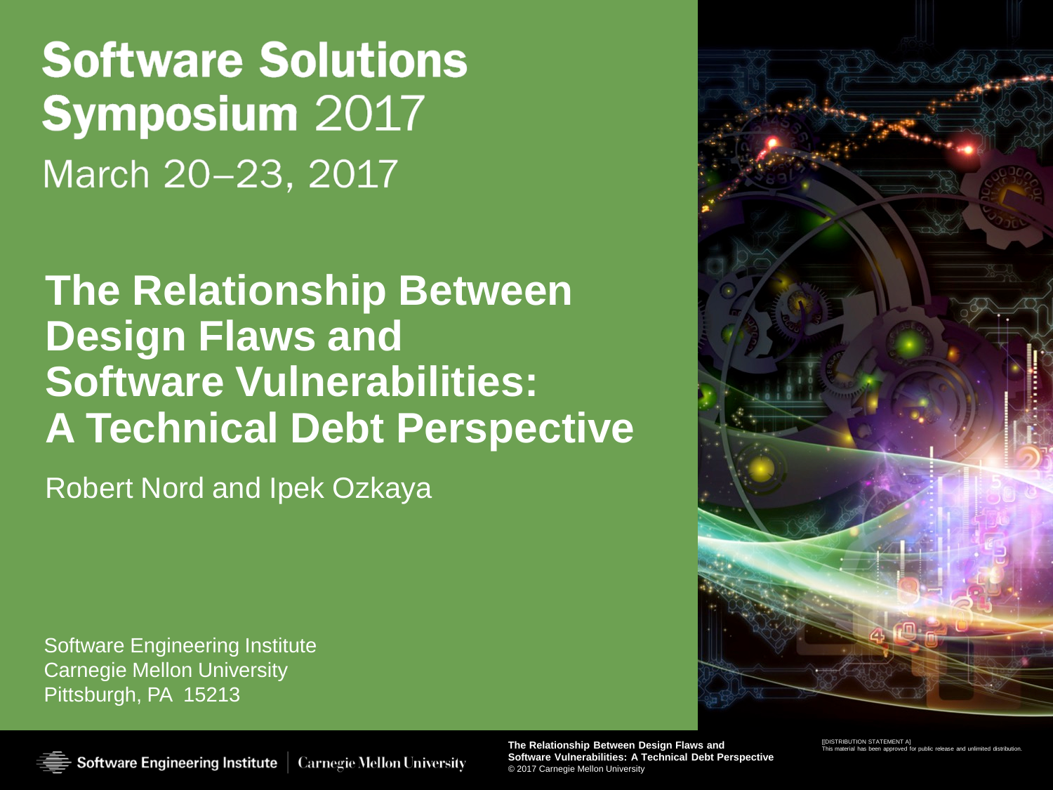# Software Solutions Symposium 2017

March 20–23, 2017

## The Relationship Between Design Flaws and Software Vulnerabilities: A Technical Debt Perspective

Robert Nord and Ipek Ozkaya

Software Engineering Institute
Carnegie Mellon University
Pittsburgh, PA 15213

[[DISTRIBUTION STATEMENT A]
This material has been approved for public release and unlimited distribution.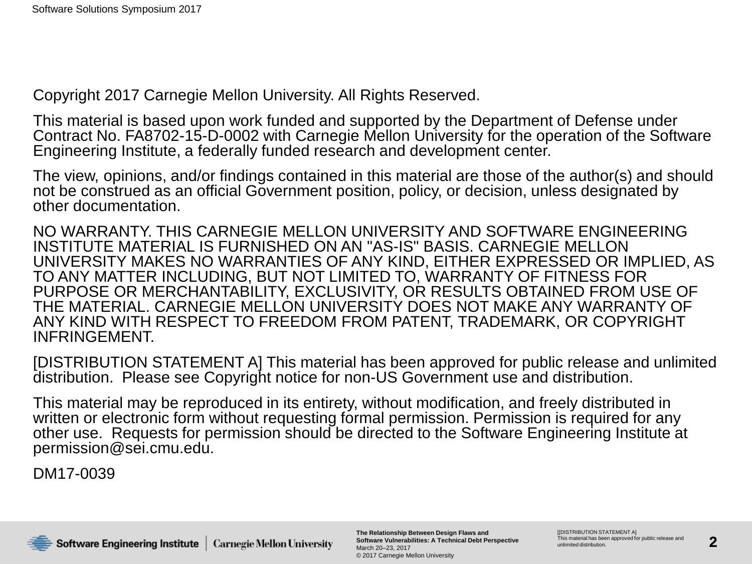Copyright 2017 Carnegie Mellon University. All Rights Reserved.

This material is based upon work funded and supported by the Department of Defense under Contract No. FA8702-15-D-0002 with Carnegie Mellon University for the operation of the Software Engineering Institute, a federally funded research and development center.

The view, opinions, and/or findings contained in this material are those of the author(s) and should not be construed as an official Government position, policy, or decision, unless designated by other documentation.

NO WARRANTY. THIS CARNEGIE MELLON UNIVERSITY AND SOFTWARE ENGINEERING INSTITUTE MATERIAL IS FURNISHED ON AN "AS-IS" BASIS. CARNEGIE MELLON UNIVERSITY MAKES NO WARRANTIES OF ANY KIND, EITHER EXPRESSED OR IMPLIED, AS TO ANY MATTER INCLUDING, BUT NOT LIMITED TO, WARRANTY OF FITNESS FOR PURPOSE OR MERCHANTABILITY, EXCLUSIVITY, OR RESULTS OBTAINED FROM USE OF THE MATERIAL. CARNEGIE MELLON UNIVERSITY DOES NOT MAKE ANY WARRANTY OF ANY KIND WITH RESPECT TO FREEDOM FROM PATENT, TRADEMARK, OR COPYRIGHT INFRINGEMENT.

[DISTRIBUTION STATEMENT A] This material has been approved for public release and unlimited distribution. Please see Copyright notice for non-US Government use and distribution.

This material may be reproduced in its entirety, without modification, and freely distributed in written or electronic form without requesting formal permission. Permission is required for any other use. Requests for permission should be directed to the Software Engineering Institute at permission@sei.cmu.edu.

DM17-0039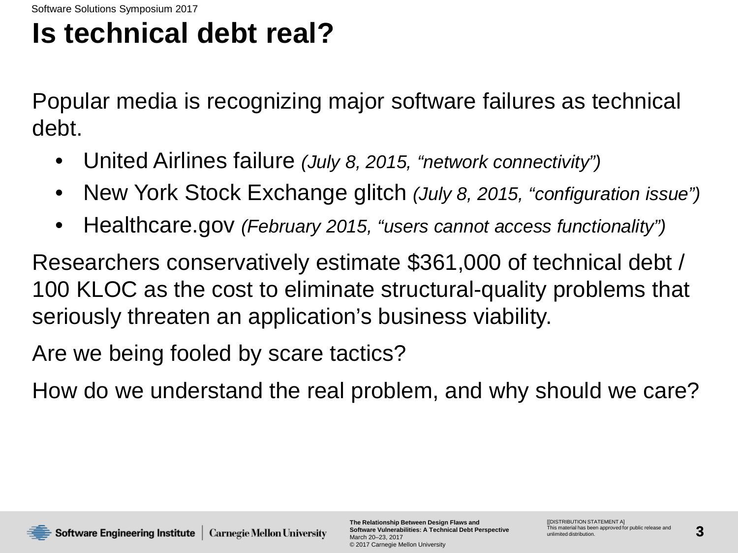# Is technical debt real?

Popular media is recognizing major software failures as technical debt.

- United Airlines failure *(July 8, 2015, "network connectivity")*
- New York Stock Exchange glitch *(July 8, 2015, "configuration issue")*
- Healthcare.gov *(February 2015, "users cannot access functionality")*

Researchers conservatively estimate $361,000 of technical debt / 100 KLOC as the cost to eliminate structural-quality problems that seriously threaten an application's business viability.

Are we being fooled by scare tactics?

How do we understand the real problem, and why should we care?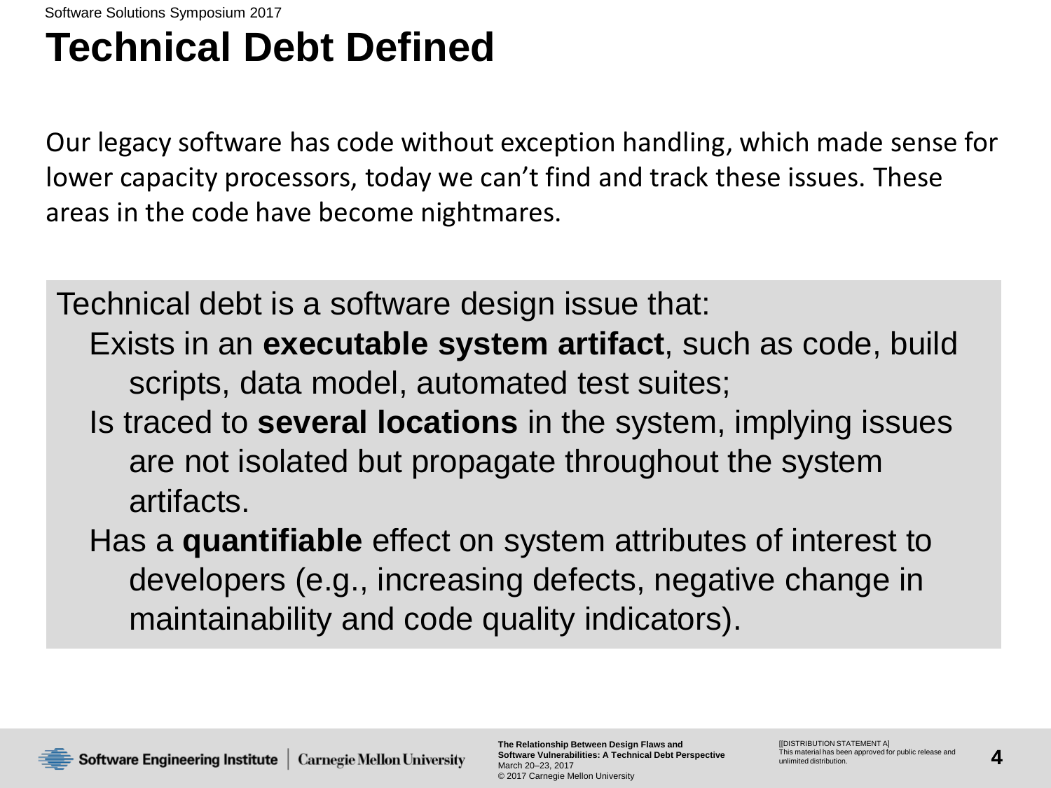# Technical Debt Defined

Our legacy software has code without exception handling, which made sense for lower capacity processors, today we can't find and track these issues. These areas in the code have become nightmares.

Technical debt is a software design issue that:

- Exists in an **executable system artifact**, such as code, build scripts, data model, automated test suites;
- Is traced to **several locations** in the system, implying issues are not isolated but propagate throughout the system artifacts.
- Has a **quantifiable** effect on system attributes of interest to developers (e.g., increasing defects, negative change in maintainability and code quality indicators).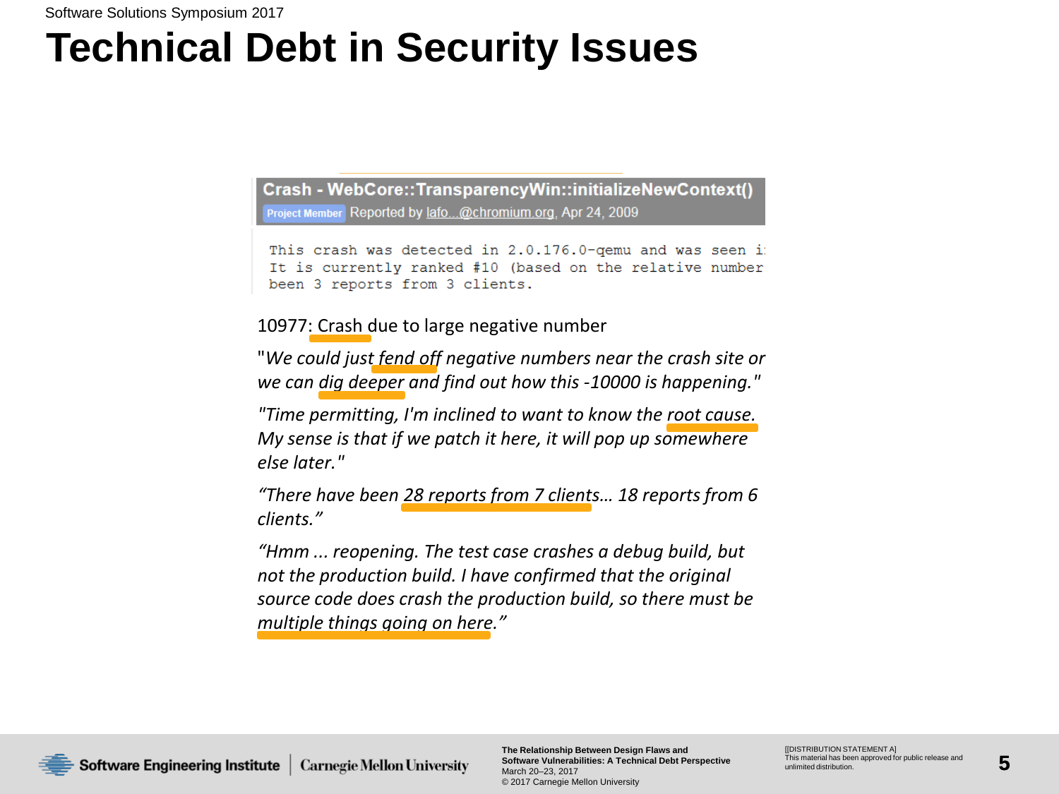# Technical Debt in Security Issues

**Crash - WebCore::TransparencyWin::initializeNewContext()**

Project Member Reported by lafo...@chromium.org, Apr 24, 2009

```
This crash was detected in 2.0.176.0-qemu and was seen i
It is currently ranked #10 (based on the relative number
been 3 reports from 3 clients.
```

10977: Crash due to large negative number

"*We could just fend off negative numbers near the crash site or we can dig deeper and find out how this -10000 is happening.*"

*"Time permitting, I'm inclined to want to know the root cause. My sense is that if we patch it here, it will pop up somewhere else later."*

*"There have been 28 reports from 7 clients… 18 reports from 6 clients."*

*"Hmm ... reopening. The test case crashes a debug build, but not the production build. I have confirmed that the original source code does crash the production build, so there must be multiple things going on here."*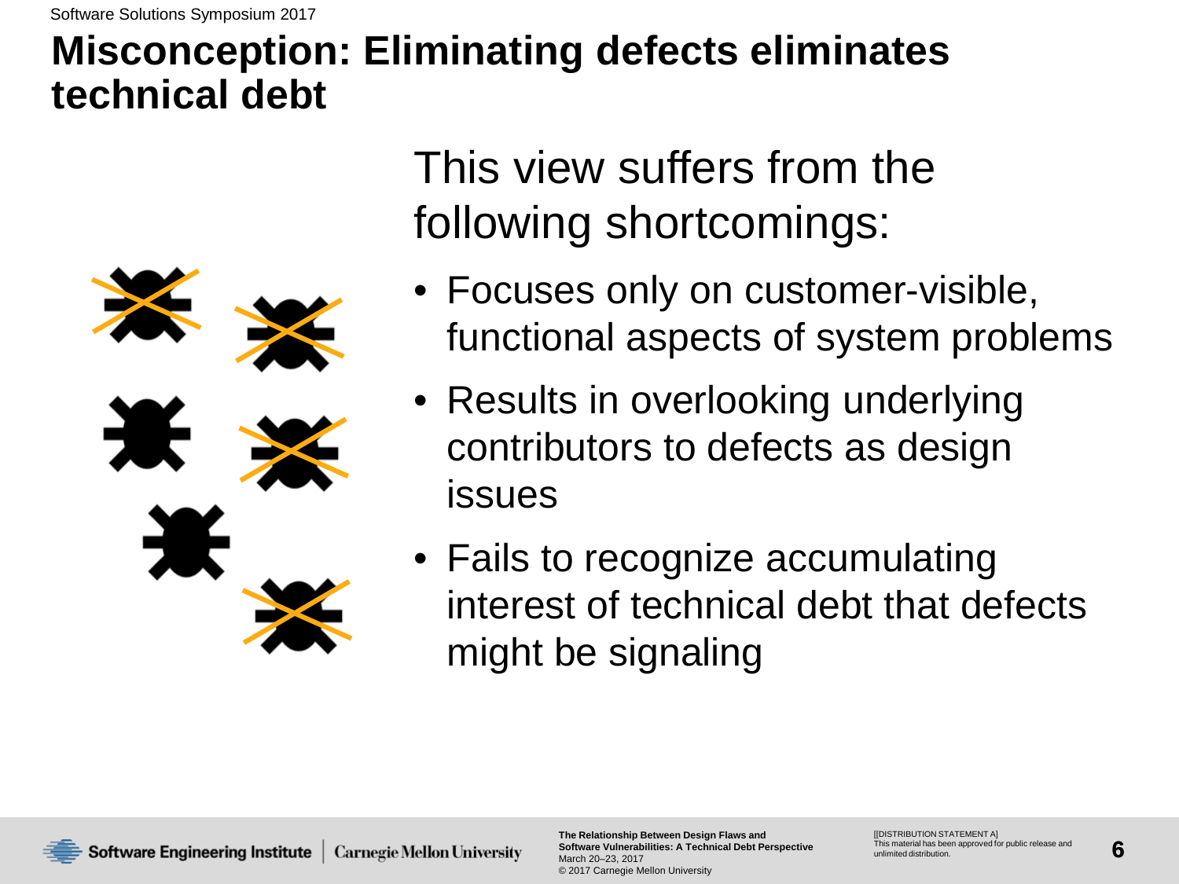# Misconception: Eliminating defects eliminates technical debt

This view suffers from the following shortcomings:

- Focuses only on customer-visible, functional aspects of system problems
- Results in overlooking underlying contributors to defects as design issues
- Fails to recognize accumulating interest of technical debt that defects might be signaling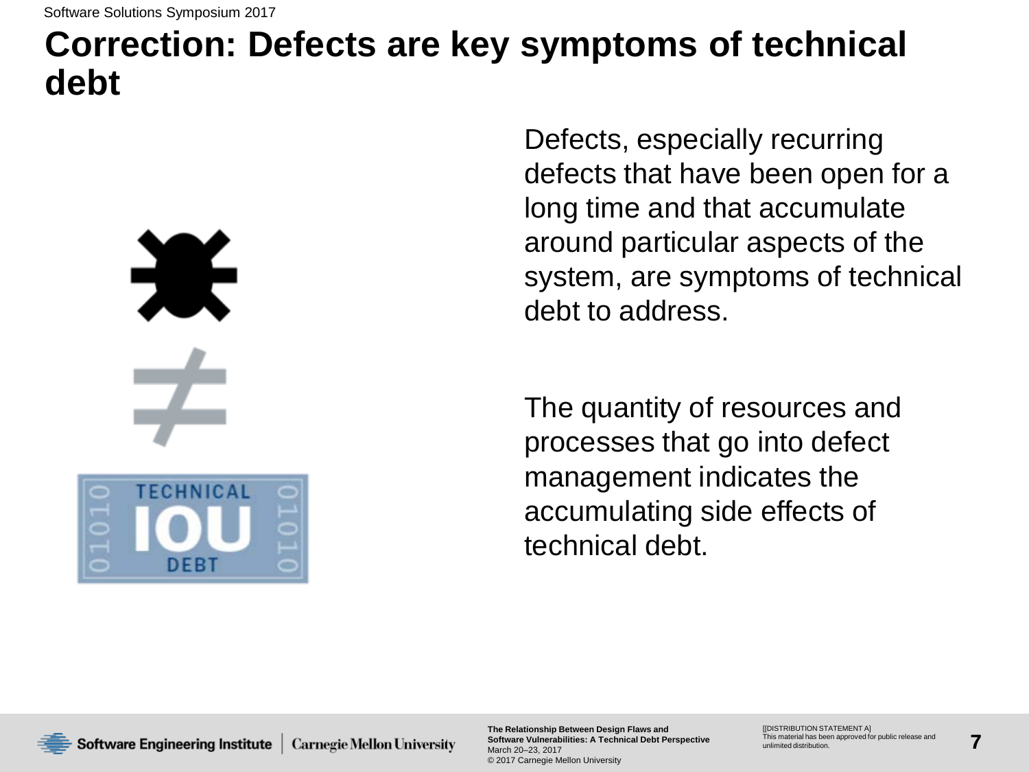# Correction: Defects are key symptoms of technical debt

Defects, especially recurring defects that have been open for a long time and that accumulate around particular aspects of the system, are symptoms of technical debt to address.

The quantity of resources and processes that go into defect management indicates the accumulating side effects of technical debt.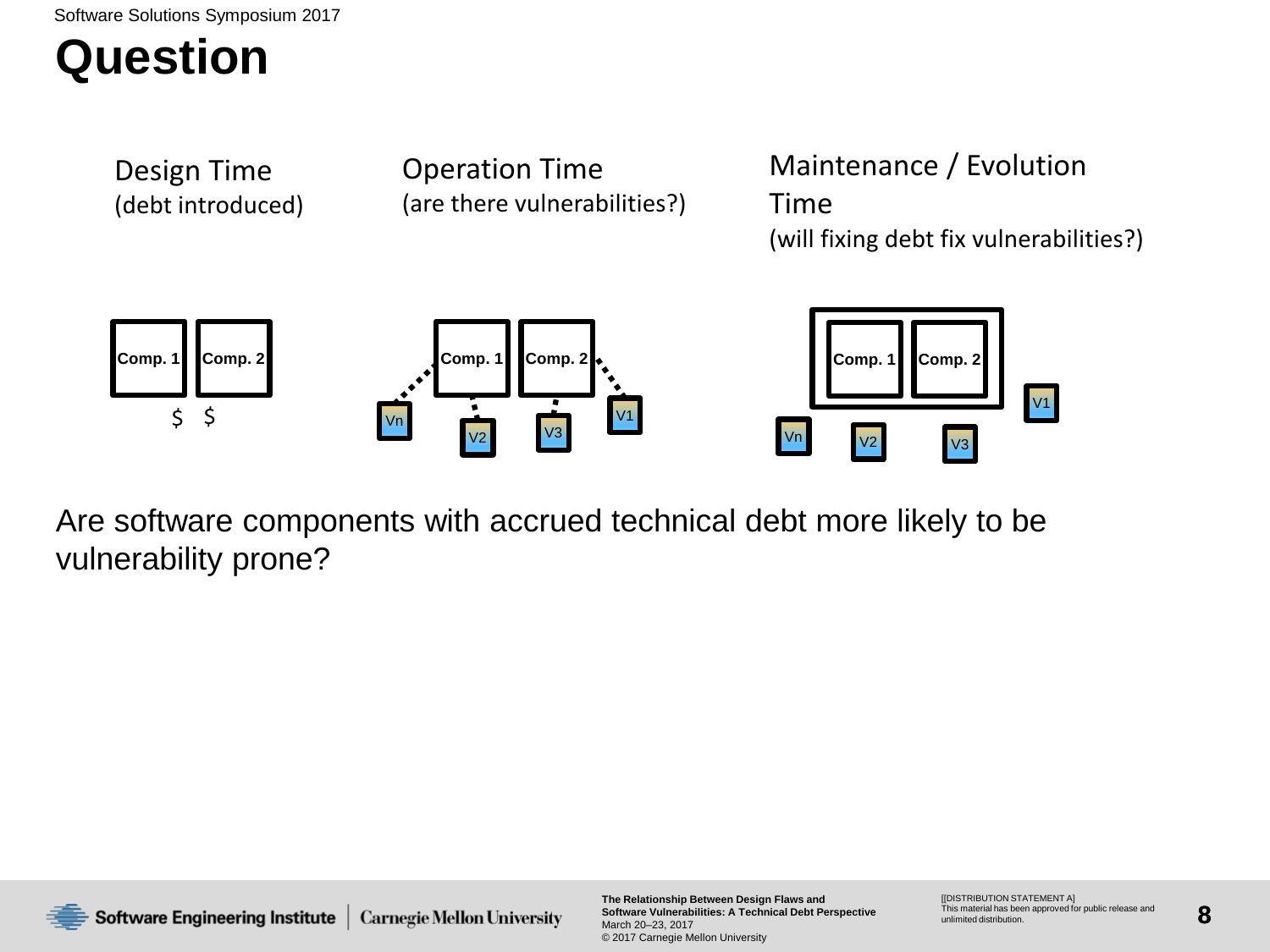# Question

Design Time
(debt introduced)

Operation Time
(are there vulnerabilities?)

Maintenance / Evolution Time
(will fixing debt fix vulnerabilities?)

Comp. 1 Comp. 2
$ $

Vn V2 V3 V1

Are software components with accrued technical debt more likely to be vulnerability prone?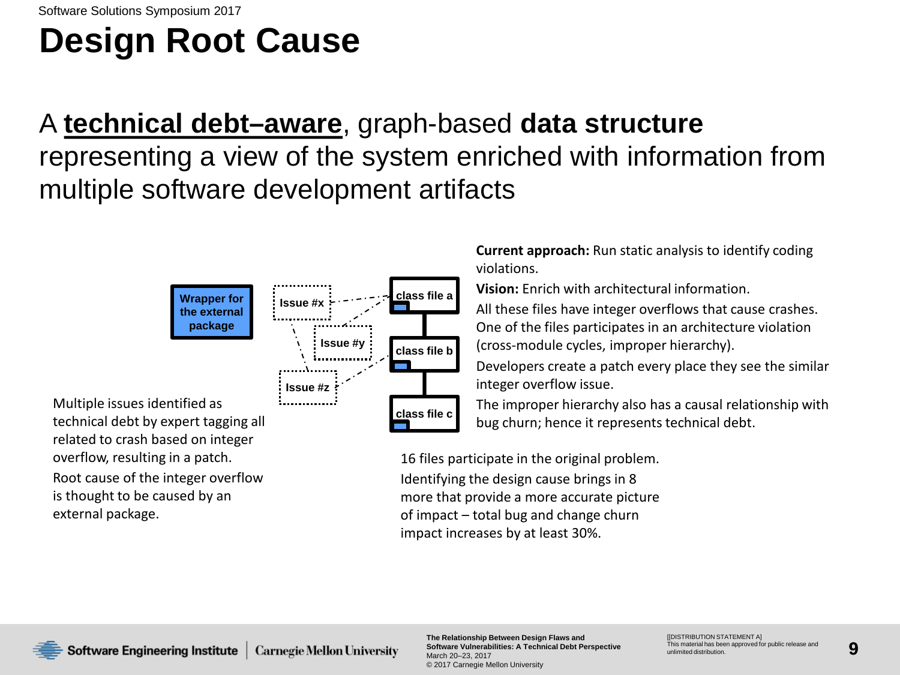# Design Root Cause

A **technical debt–aware**, graph-based **data structure** representing a view of the system enriched with information from multiple software development artifacts

Wrapper for the external package

Issue #x

Issue #y

Issue #z

class file a

class file b

class file c

Multiple issues identified as technical debt by expert tagging all related to crash based on integer overflow, resulting in a patch.

Root cause of the integer overflow is thought to be caused by an external package.

**Current approach:** Run static analysis to identify coding violations.

**Vision:** Enrich with architectural information.

All these files have integer overflows that cause crashes. One of the files participates in an architecture violation (cross-module cycles, improper hierarchy).

Developers create a patch every place they see the similar integer overflow issue.

The improper hierarchy also has a causal relationship with bug churn; hence it represents technical debt.

16 files participate in the original problem. Identifying the design cause brings in 8 more that provide a more accurate picture of impact – total bug and change churn impact increases by at least 30%.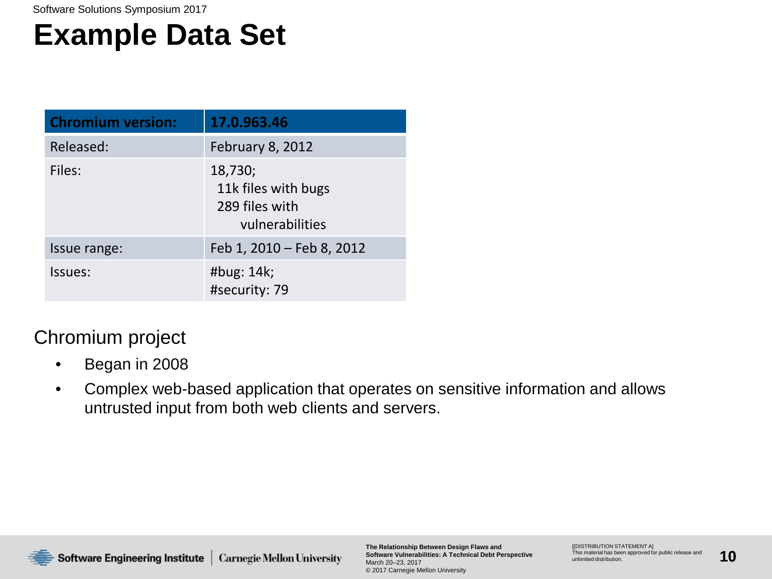# Example Data Set

| Chromium version: | 17.0.963.46 |
| --- | --- |
| Released: | February 8, 2012 |
| Files: | 18,730; 11k files with bugs 289 files with vulnerabilities |
| Issue range: | Feb 1, 2010 – Feb 8, 2012 |
| Issues: | #bug: 14k; #security: 79 |

Chromium project

- Began in 2008
- Complex web-based application that operates on sensitive information and allows untrusted input from both web clients and servers.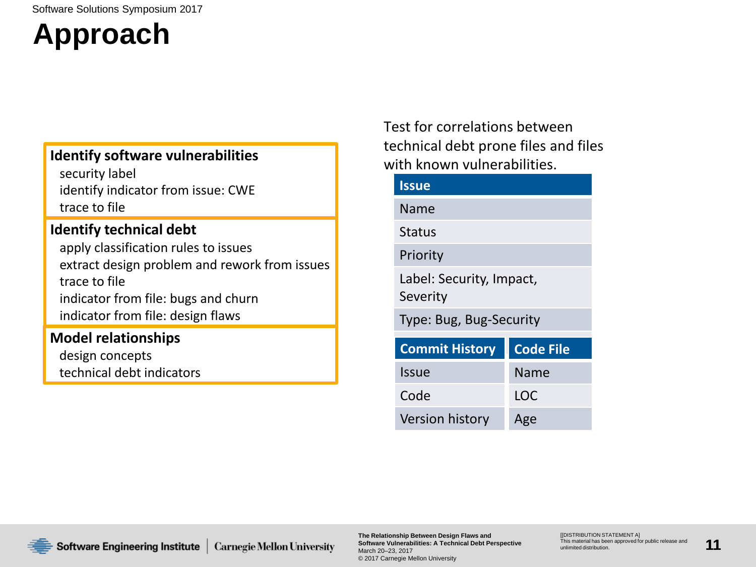# Approach

**Identify software vulnerabilities**

- security label
- identify indicator from issue: CWE
- trace to file

**Identify technical debt**

- apply classification rules to issues
- extract design problem and rework from issues
- trace to file
- indicator from file: bugs and churn
- indicator from file: design flaws

**Model relationships**

- design concepts
- technical debt indicators

Test for correlations between technical debt prone files and files with known vulnerabilities.

| Issue |
|---|
| Name |
| Status |
| Priority |
| Label: Security, Impact, Severity |
| Type: Bug, Bug-Security |

| Commit History | Code File |
|---|---|
| Issue | Name |
| Code | LOC |
| Version history | Age |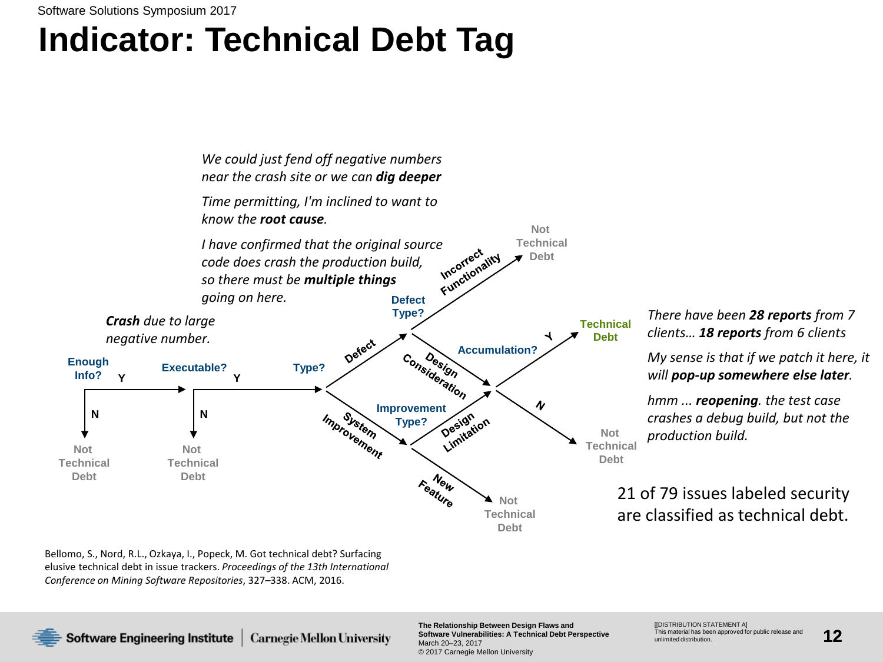# Indicator: Technical Debt Tag

*We could just fend off negative numbers near the crash site or we can **dig deeper***

*Time permitting, I'm inclined to want to know the **root cause**.*

*I have confirmed that the original source code does crash the production build, so there must be **multiple things** going on here.*

***Crash** due to large negative number.*

Enough Info? — Y → Executable? — Y → Type?

- Enough Info? N → Not Technical Debt
- Executable? N → Not Technical Debt
- Type? → Defect → Defect Type?
  - Incorrect Functionality → Not Technical Debt
  - Design Consideration → Accumulation?
- Type? → System Improvement → Improvement Type?
  - Design Limitation → Accumulation?
  - New Feature → Not Technical Debt
- Accumulation? Y → Technical Debt
- Accumulation? N → Not Technical Debt

*There have been **28 reports** from 7 clients… **18 reports** from 6 clients*

*My sense is that if we patch it here, it will **pop-up somewhere else later**.*

*hmm ... **reopening**. the test case crashes a debug build, but not the production build.*

21 of 79 issues labeled security are classified as technical debt.

Bellomo, S., Nord, R.L., Ozkaya, I., Popeck, M. Got technical debt? Surfacing elusive technical debt in issue trackers. *Proceedings of the 13th International Conference on Mining Software Repositories*, 327–338. ACM, 2016.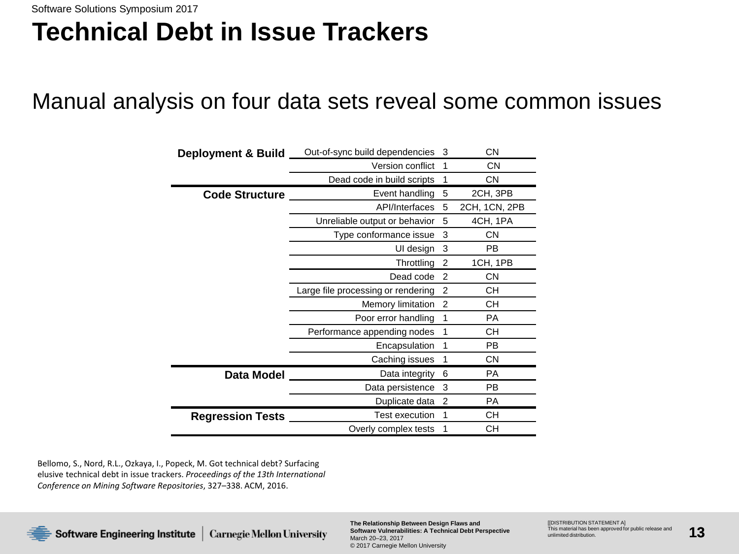# Technical Debt in Issue Trackers

Manual analysis on four data sets reveal some common issues

| Category | Issue | Count | Data sets |
|---|---|---|---|
| **Deployment & Build** | Out-of-sync build dependencies | 3 | CN |
| | Version conflict | 1 | CN |
| | Dead code in build scripts | 1 | CN |
| **Code Structure** | Event handling | 5 | 2CH, 3PB |
| | API/Interfaces | 5 | 2CH, 1CN, 2PB |
| | Unreliable output or behavior | 5 | 4CH, 1PA |
| | Type conformance issue | 3 | CN |
| | UI design | 3 | PB |
| | Throttling | 2 | 1CH, 1PB |
| | Dead code | 2 | CN |
| | Large file processing or rendering | 2 | CH |
| | Memory limitation | 2 | CH |
| | Poor error handling | 1 | PA |
| | Performance appending nodes | 1 | CH |
| | Encapsulation | 1 | PB |
| | Caching issues | 1 | CN |
| **Data Model** | Data integrity | 6 | PA |
| | Data persistence | 3 | PB |
| | Duplicate data | 2 | PA |
| **Regression Tests** | Test execution | 1 | CH |
| | Overly complex tests | 1 | CH |

Bellomo, S., Nord, R.L., Ozkaya, I., Popeck, M. Got technical debt? Surfacing elusive technical debt in issue trackers. *Proceedings of the 13th International Conference on Mining Software Repositories*, 327–338. ACM, 2016.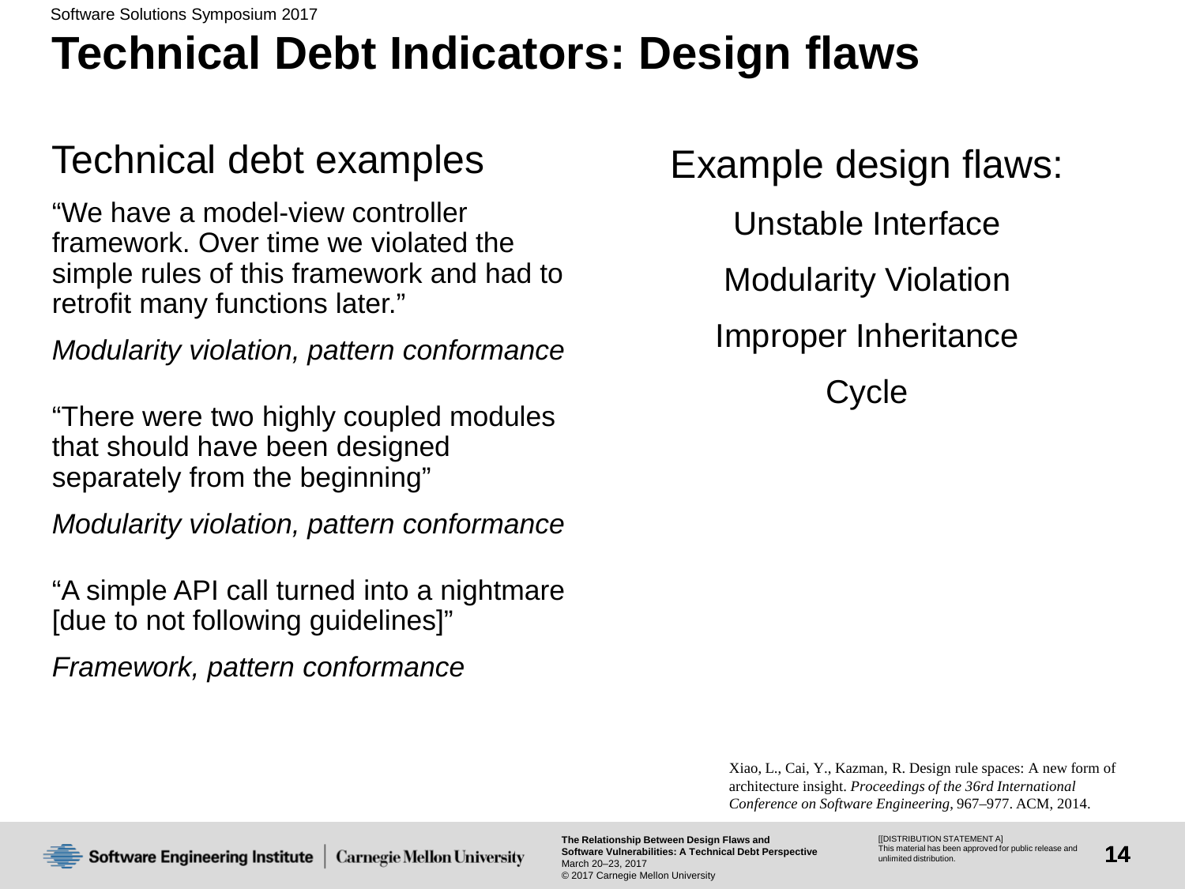# Technical Debt Indicators: Design flaws

## Technical debt examples

"We have a model-view controller framework. Over time we violated the simple rules of this framework and had to retrofit many functions later."

*Modularity violation, pattern conformance*

"There were two highly coupled modules that should have been designed separately from the beginning"

*Modularity violation, pattern conformance*

"A simple API call turned into a nightmare [due to not following guidelines]"

*Framework, pattern conformance*

## Example design flaws:

Unstable Interface

Modularity Violation

Improper Inheritance

Cycle

Xiao, L., Cai, Y., Kazman, R. Design rule spaces: A new form of architecture insight. *Proceedings of the 36rd International Conference on Software Engineering*, 967–977. ACM, 2014.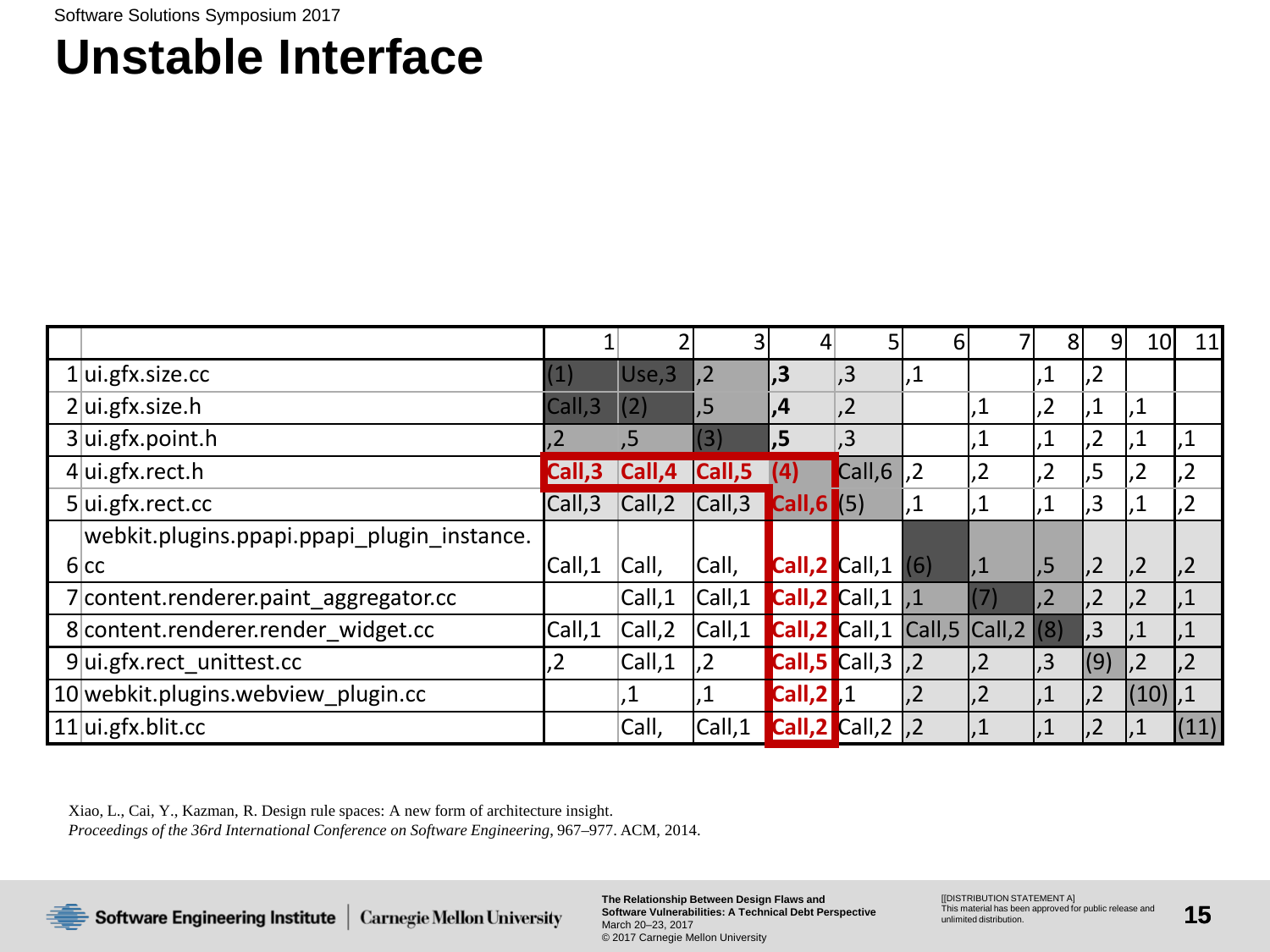# Unstable Interface

| | | 1 | 2 | 3 | 4 | 5 | 6 | 7 | 8 | 9 | 10 | 11 |
|---|---|---|---|---|---|---|---|---|---|---|---|---|
| 1 | ui.gfx.size.cc | (1) | Use,3 | ,2 | **,3** | ,3 | ,1 | | ,1 | ,2 | | |
| 2 | ui.gfx.size.h | Call,3 | (2) | ,5 | **,4** | ,2 | | ,1 | ,2 | ,1 | ,1 | |
| 3 | ui.gfx.point.h | ,2 | ,5 | (3) | **,5** | ,3 | | ,1 | ,1 | ,2 | ,1 | ,1 |
| 4 | ui.gfx.rect.h | **Call,3** | **Call,4** | **Call,5** | **(4)** | Call,6 | ,2 | ,2 | ,2 | ,5 | ,2 | ,2 |
| 5 | ui.gfx.rect.cc | Call,3 | Call,2 | Call,3 | **Call,6** | (5) | ,1 | ,1 | ,1 | ,3 | ,1 | ,2 |
| 6 | webkit.plugins.ppapi.ppapi_plugin_instance.cc | Call,1 | Call, | Call, | **Call,2** | Call,1 | (6) | ,1 | ,5 | ,2 | ,2 | ,2 |
| 7 | content.renderer.paint_aggregator.cc | | Call,1 | Call,1 | **Call,2** | Call,1 | ,1 | (7) | ,2 | ,2 | ,2 | ,1 |
| 8 | content.renderer.render_widget.cc | Call,1 | Call,2 | Call,1 | **Call,2** | Call,1 | Call,5 | Call,2 | (8) | ,3 | ,1 | ,1 |
| 9 | ui.gfx.rect_unittest.cc | ,2 | Call,1 | ,2 | **Call,5** | Call,3 | ,2 | ,2 | ,3 | (9) | ,2 | ,2 |
| 10 | webkit.plugins.webview_plugin.cc | | ,1 | ,1 | **Call,2** | ,1 | ,2 | ,2 | ,1 | ,2 | (10) | ,1 |
| 11 | ui.gfx.blit.cc | | Call, | Call,1 | **Call,2** | Call,2 | ,2 | ,1 | ,1 | ,2 | ,1 | (11) |

Xiao, L., Cai, Y., Kazman, R. Design rule spaces: A new form of architecture insight. *Proceedings of the 36rd International Conference on Software Engineering*, 967–977. ACM, 2014.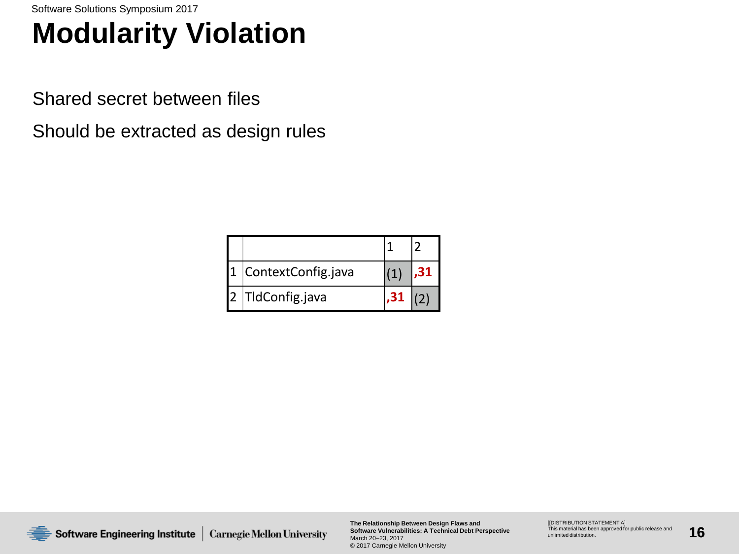# Modularity Violation

Shared secret between files

Should be extracted as design rules

| | | 1 | 2 |
|---|---|---|---|
| 1 | ContextConfig.java | (1) | ,31 |
| 2 | TldConfig.java | ,31 | (2) |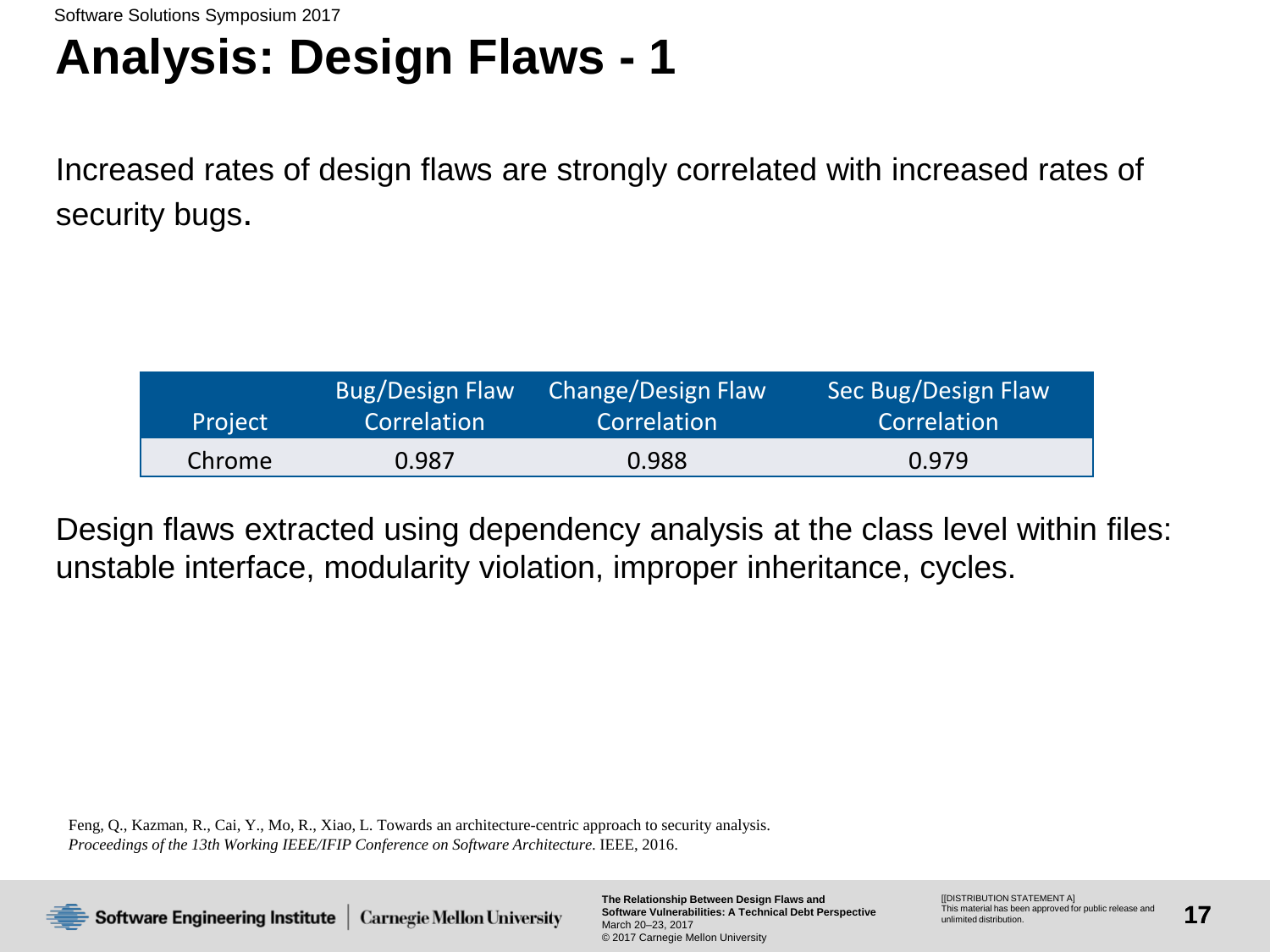# Analysis: Design Flaws - 1

Increased rates of design flaws are strongly correlated with increased rates of security bugs.

| Project | Bug/Design Flaw Correlation | Change/Design Flaw Correlation | Sec Bug/Design Flaw Correlation |
| --- | --- | --- | --- |
| Chrome | 0.987 | 0.988 | 0.979 |

Design flaws extracted using dependency analysis at the class level within files: unstable interface, modularity violation, improper inheritance, cycles.

Feng, Q., Kazman, R., Cai, Y., Mo, R., Xiao, L. Towards an architecture-centric approach to security analysis. *Proceedings of the 13th Working IEEE/IFIP Conference on Software Architecture.* IEEE, 2016.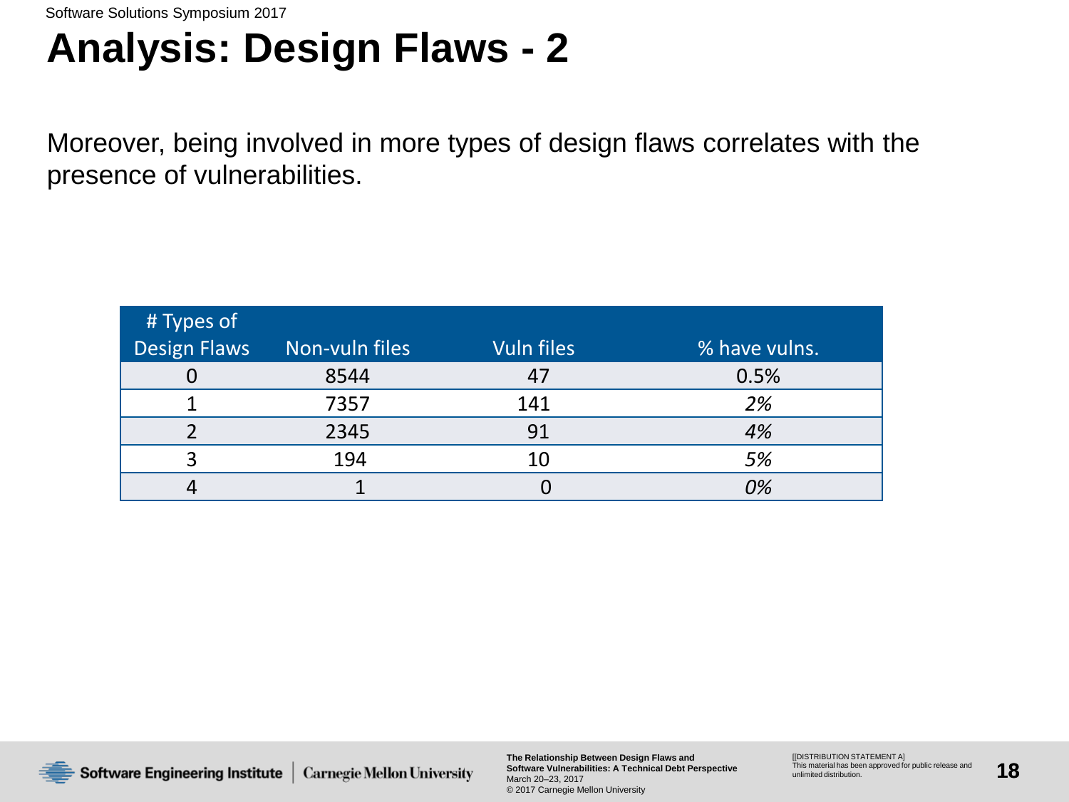# Analysis: Design Flaws - 2

Moreover, being involved in more types of design flaws correlates with the presence of vulnerabilities.

| # Types of Design Flaws | Non-vuln files | Vuln files | % have vulns. |
|---|---|---|---|
| 0 | 8544 | 47 | 0.5% |
| 1 | 7357 | 141 | *2%* |
| 2 | 2345 | 91 | *4%* |
| 3 | 194 | 10 | *5%* |
| 4 | 1 | 0 | *0%* |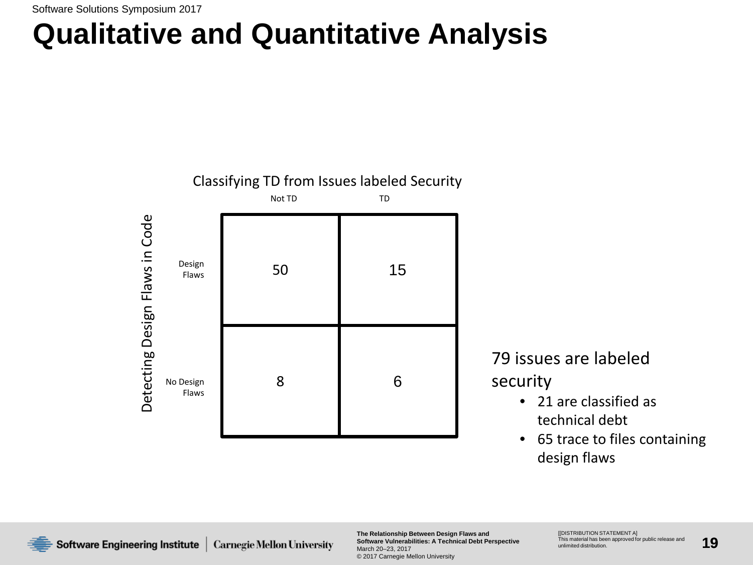# Qualitative and Quantitative Analysis

Classifying TD from Issues labeled Security

| Detecting Design Flaws in Code | Not TD | TD |
|---|---|---|
| Design Flaws | 50 | 15 |
| No Design Flaws | 8 | 6 |

79 issues are labeled security

- 21 are classified as technical debt
- 65 trace to files containing design flaws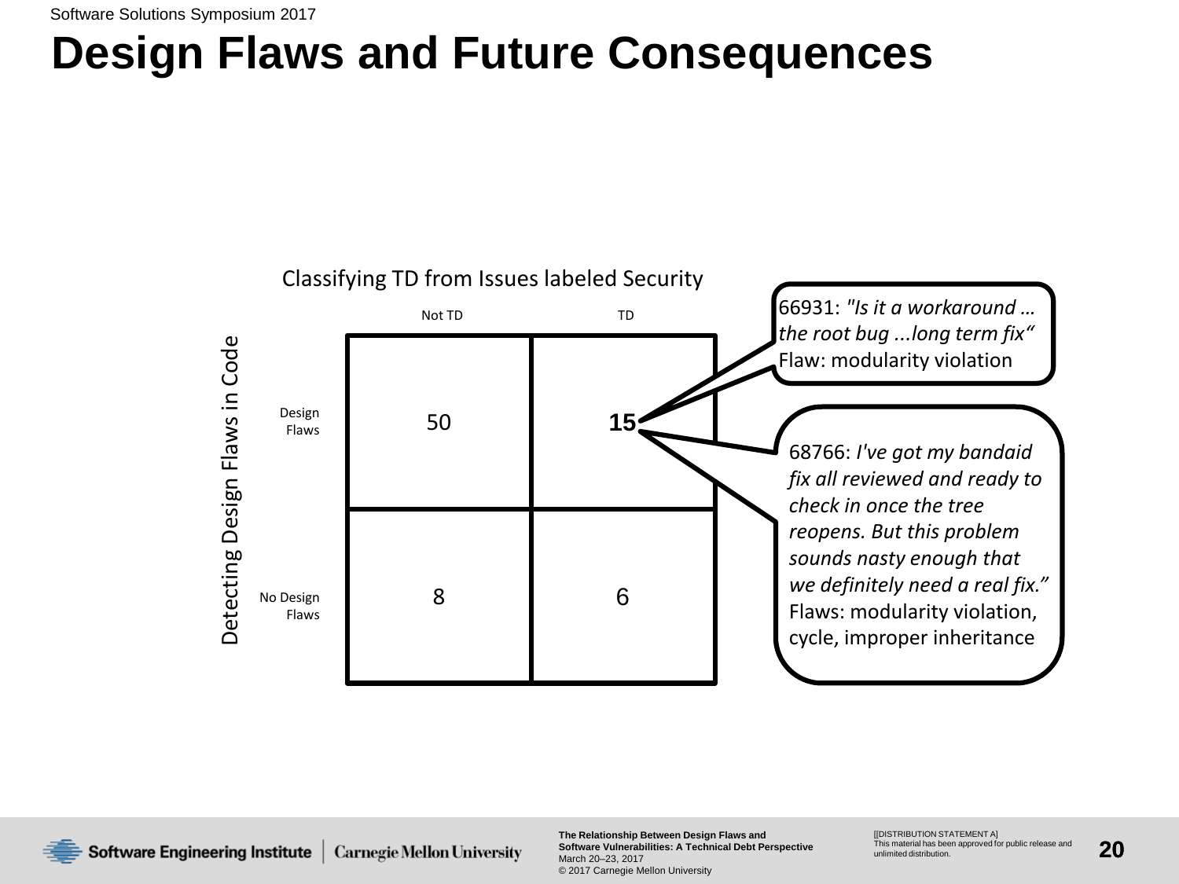# Design Flaws and Future Consequences

Classifying TD from Issues labeled Security

| Detecting Design Flaws in Code | Not TD | TD |
|---|---|---|
| Design Flaws | 50 | **15** |
| No Design Flaws | 8 | 6 |

66931: *"Is it a workaround … the root bug ...long term fix"*
Flaw: modularity violation

68766: *I've got my bandaid fix all reviewed and ready to check in once the tree reopens. But this problem sounds nasty enough that we definitely need a real fix."*
Flaws: modularity violation, cycle, improper inheritance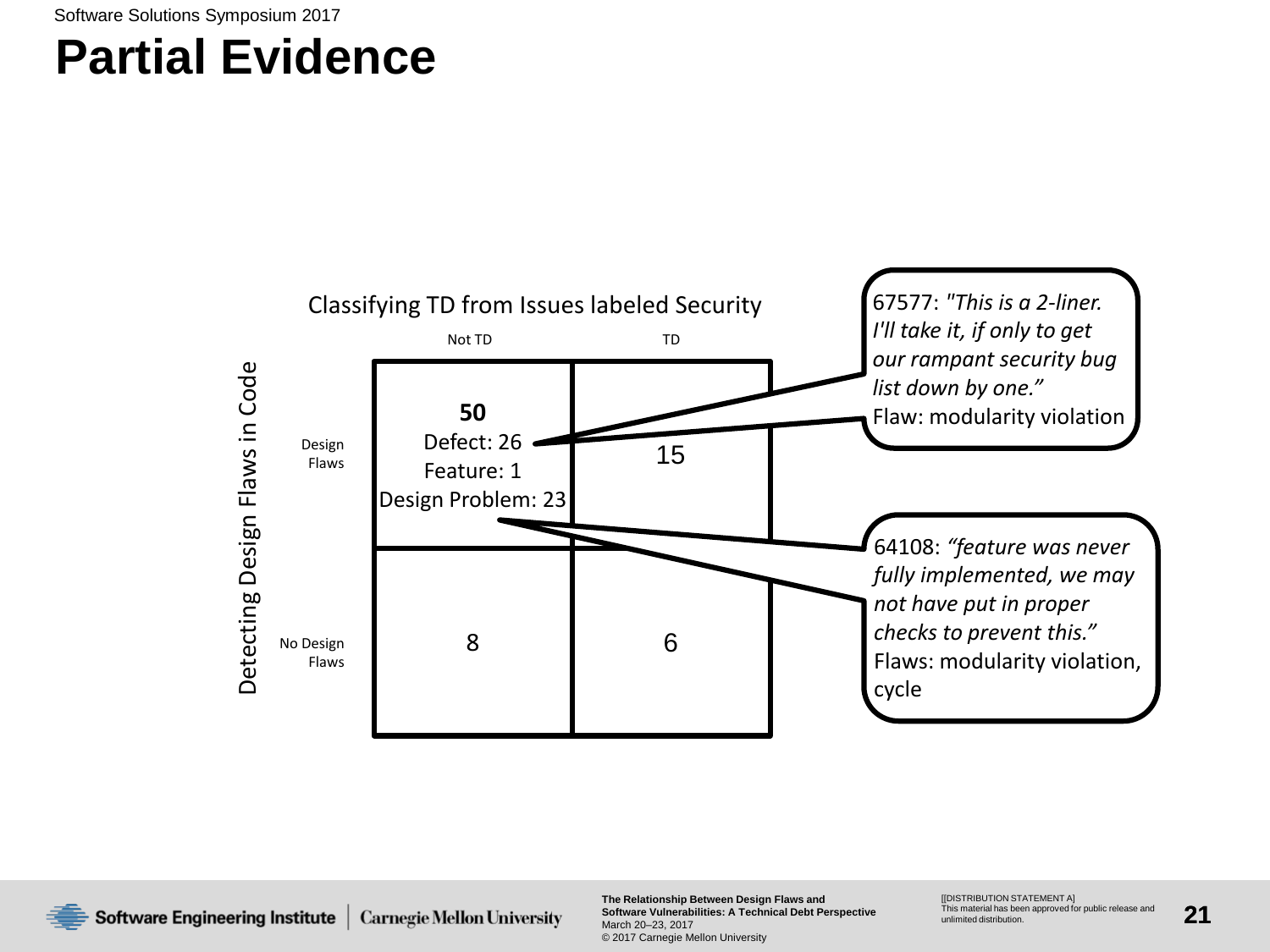# Partial Evidence

Classifying TD from Issues labeled Security

Detecting Design Flaws in Code

| | Not TD | TD |
|---|---|---|
| Design Flaws | **50**<br>Defect: 26<br>Feature: 1<br>Design Problem: 23 | 15 |
| No Design Flaws | 8 | 6 |

67577: *"This is a 2-liner. I'll take it, if only to get our rampant security bug list down by one."*
Flaw: modularity violation

64108: *"feature was never fully implemented, we may not have put in proper checks to prevent this."*
Flaws: modularity violation, cycle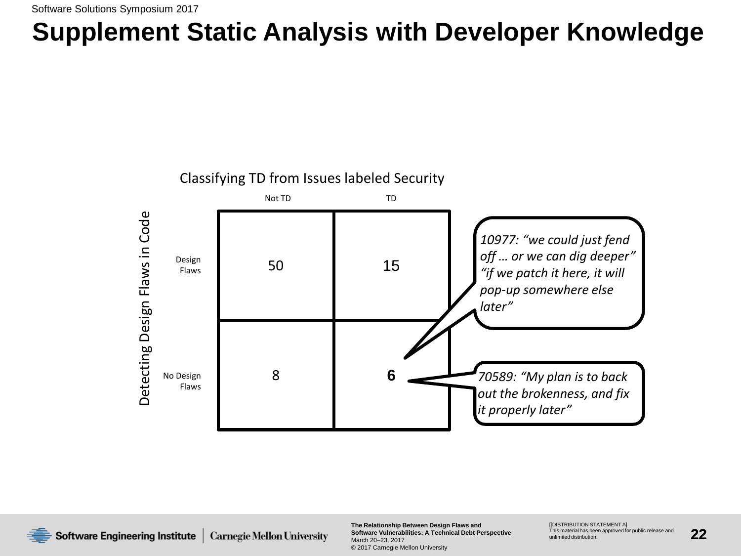# Supplement Static Analysis with Developer Knowledge

**Classifying TD from Issues labeled Security**

| Detecting Design Flaws in Code | Not TD | TD |
|---|---|---|
| Design Flaws | 50 | 15 |
| No Design Flaws | 8 | **6** |

*10977: "we could just fend off … or we can dig deeper" "if we patch it here, it will pop-up somewhere else later"*

*70589: "My plan is to back out the brokenness, and fix it properly later"*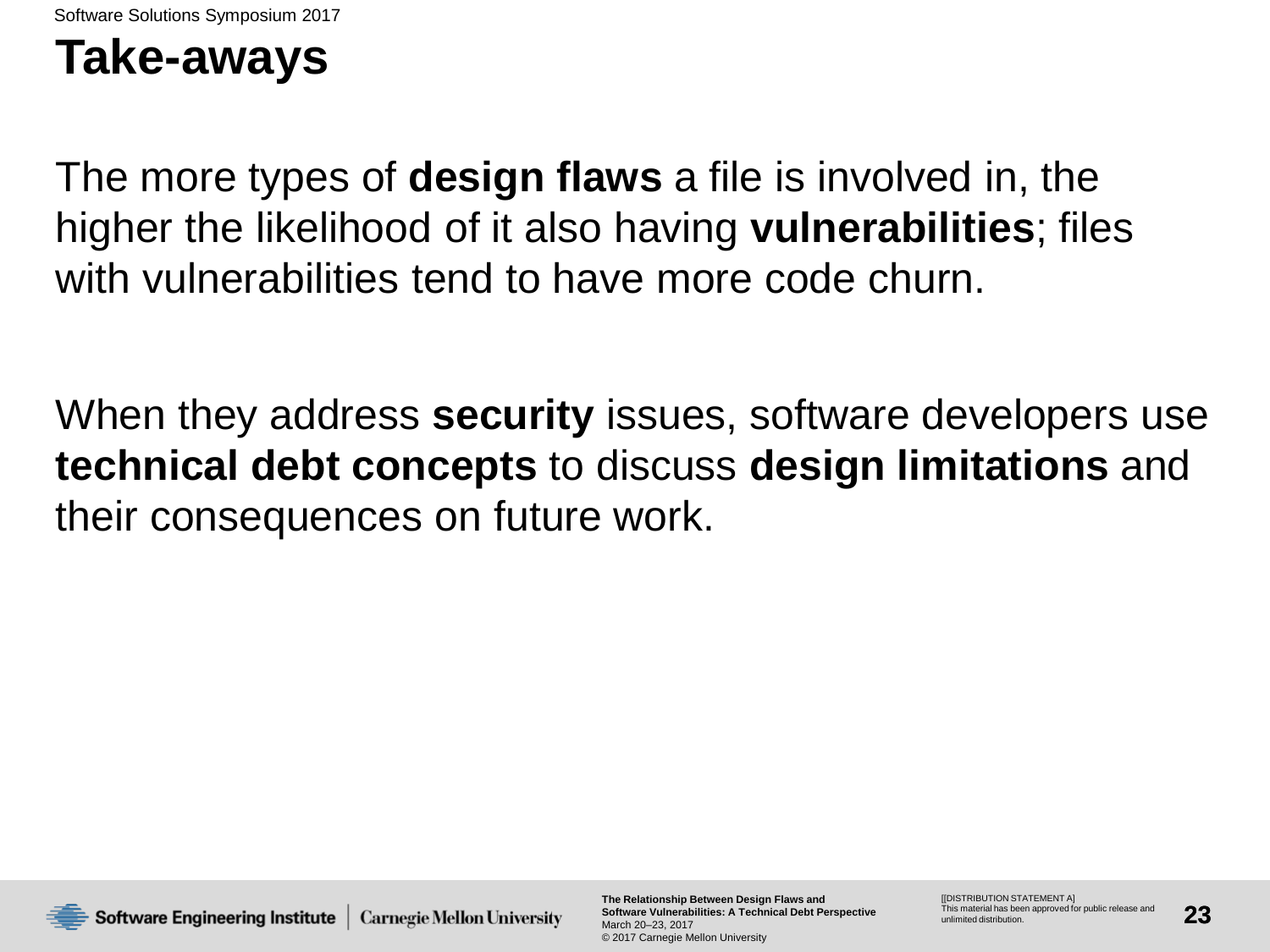# Take-aways

The more types of **design flaws** a file is involved in, the higher the likelihood of it also having **vulnerabilities**; files with vulnerabilities tend to have more code churn.

When they address **security** issues, software developers use **technical debt concepts** to discuss **design limitations** and their consequences on future work.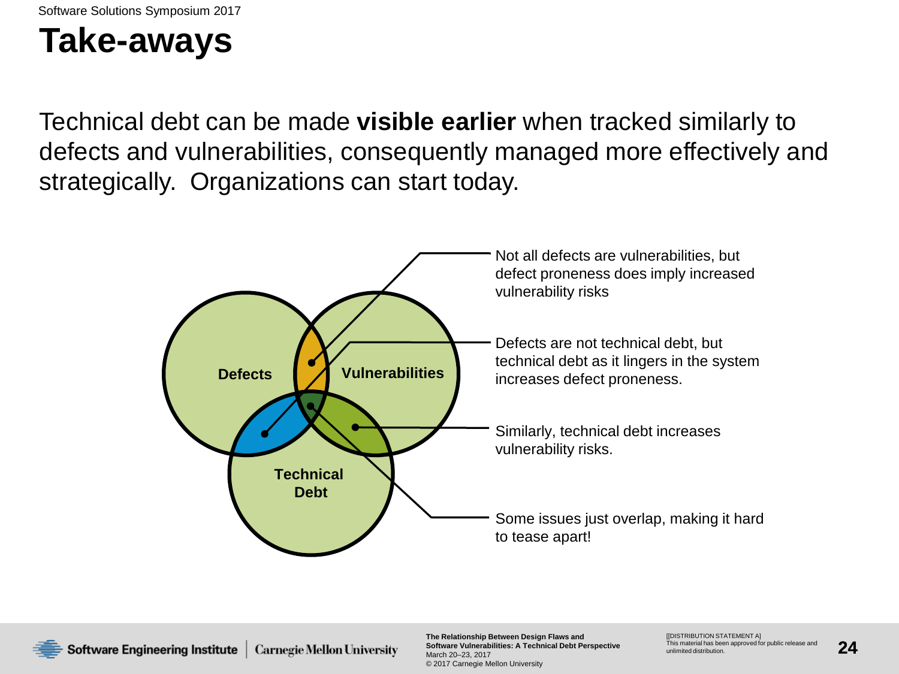# Take-aways

Technical debt can be made **visible earlier** when tracked similarly to defects and vulnerabilities, consequently managed more effectively and strategically. Organizations can start today.

Defects

Vulnerabilities

Technical Debt

Not all defects are vulnerabilities, but defect proneness does imply increased vulnerability risks

Defects are not technical debt, but technical debt as it lingers in the system increases defect proneness.

Similarly, technical debt increases vulnerability risks.

Some issues just overlap, making it hard to tease apart!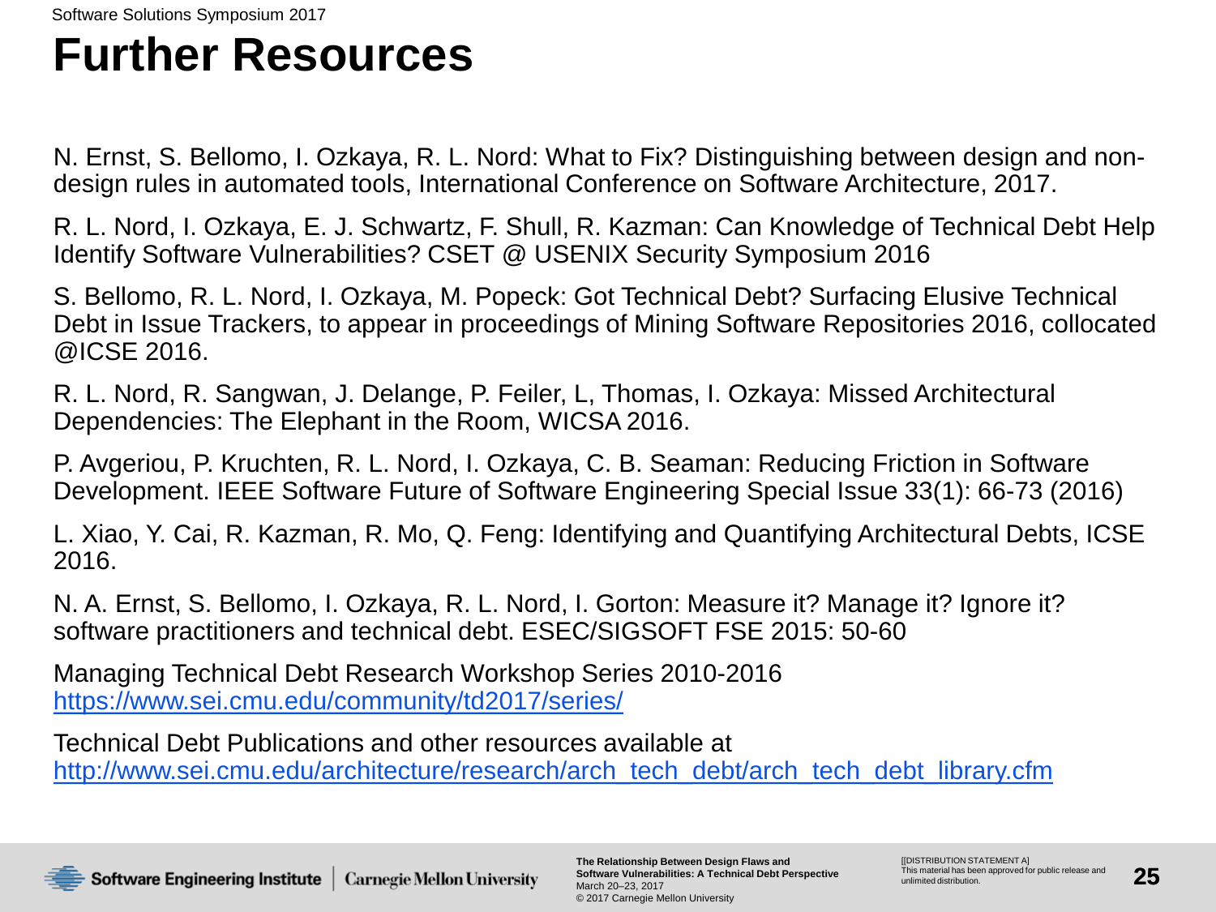# Further Resources

N. Ernst, S. Bellomo, I. Ozkaya, R. L. Nord: What to Fix? Distinguishing between design and non-design rules in automated tools, International Conference on Software Architecture, 2017.

R. L. Nord, I. Ozkaya, E. J. Schwartz, F. Shull, R. Kazman: Can Knowledge of Technical Debt Help Identify Software Vulnerabilities? CSET @ USENIX Security Symposium 2016

S. Bellomo, R. L. Nord, I. Ozkaya, M. Popeck: Got Technical Debt? Surfacing Elusive Technical Debt in Issue Trackers, to appear in proceedings of Mining Software Repositories 2016, collocated @ICSE 2016.

R. L. Nord, R. Sangwan, J. Delange, P. Feiler, L, Thomas, I. Ozkaya: Missed Architectural Dependencies: The Elephant in the Room, WICSA 2016.

P. Avgeriou, P. Kruchten, R. L. Nord, I. Ozkaya, C. B. Seaman: Reducing Friction in Software Development. IEEE Software Future of Software Engineering Special Issue 33(1): 66-73 (2016)

L. Xiao, Y. Cai, R. Kazman, R. Mo, Q. Feng: Identifying and Quantifying Architectural Debts, ICSE 2016.

N. A. Ernst, S. Bellomo, I. Ozkaya, R. L. Nord, I. Gorton: Measure it? Manage it? Ignore it? software practitioners and technical debt. ESEC/SIGSOFT FSE 2015: 50-60

Managing Technical Debt Research Workshop Series 2010-2016
https://www.sei.cmu.edu/community/td2017/series/

Technical Debt Publications and other resources available at
http://www.sei.cmu.edu/architecture/research/arch_tech_debt/arch_tech_debt_library.cfm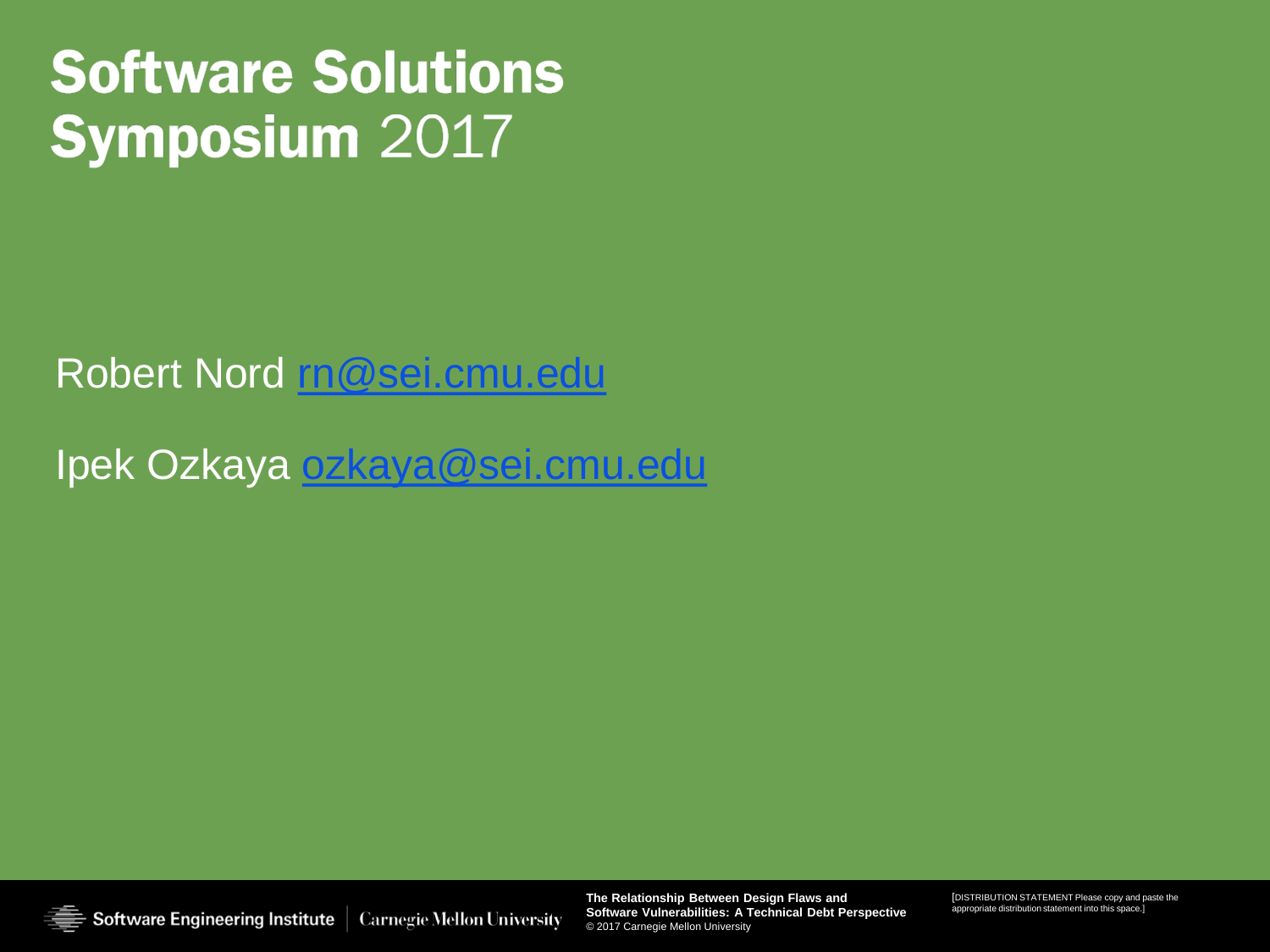# Software Solutions Symposium 2017

Robert Nord rn@sei.cmu.edu

Ipek Ozkaya ozkaya@sei.cmu.edu